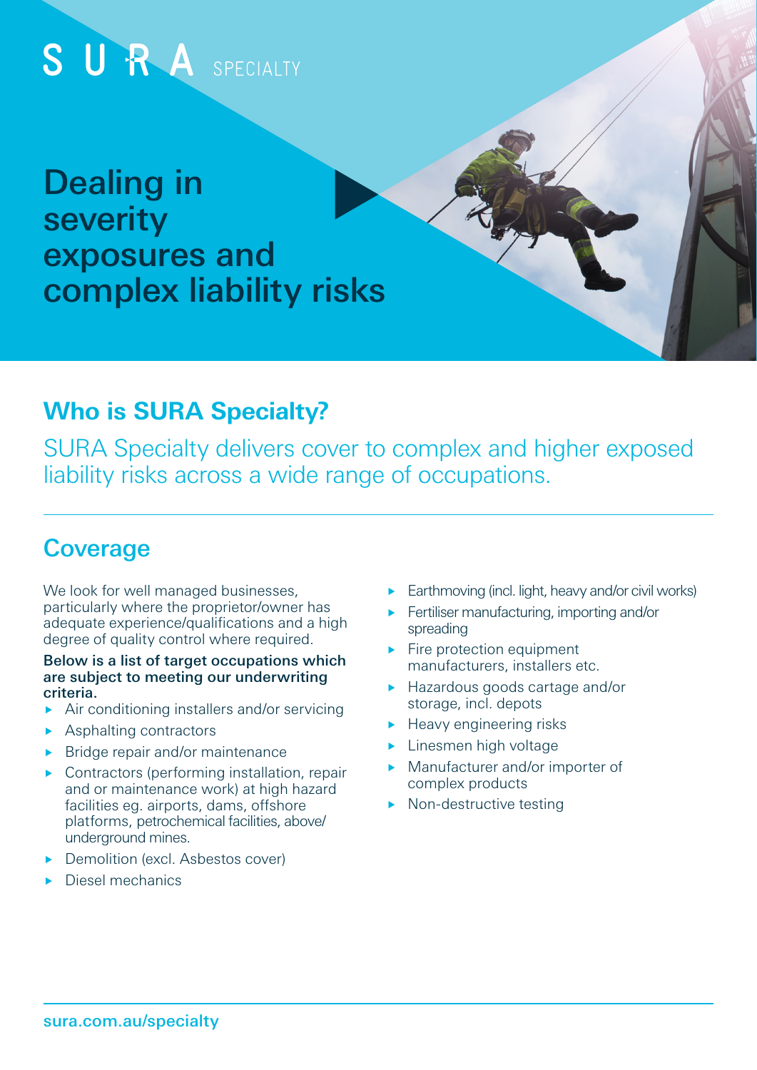SURA SPECIALTY

# Dealing in severity exposures and complex liability risks

## Who is SURA Specialty?

SURA Specialty delivers cover to complex and higher exposed liability risks across a wide range of occupations.

## Coverage

We look for well managed businesses, particularly where the proprietor/owner has adequate experience/qualifications and a high degree of quality control where required.

**Below is a list of target occupations which are subject to meeting our underwriting criteria.**

- Air conditioning installers and/or servicing
- Asphalting contractors
- Bridge repair and/or maintenance
- Contractors (performing installation, repair and or maintenance work) at high hazard facilities eg. airports, dams, offshore platforms, petrochemical facilities, above/underground mines.
- Demolition (excl. Asbestos cover)
- Diesel mechanics
- Earthmoving (incl. light, heavy and/or civil works)
- Fertiliser manufacturing, importing and/or spreading
- Fire protection equipment manufacturers, installers etc.
- Hazardous goods cartage and/or storage, incl. depots
- Heavy engineering risks
- Linesmen high voltage
- Manufacturer and/or importer of complex products
- Non-destructive testing

sura.com.au/specialty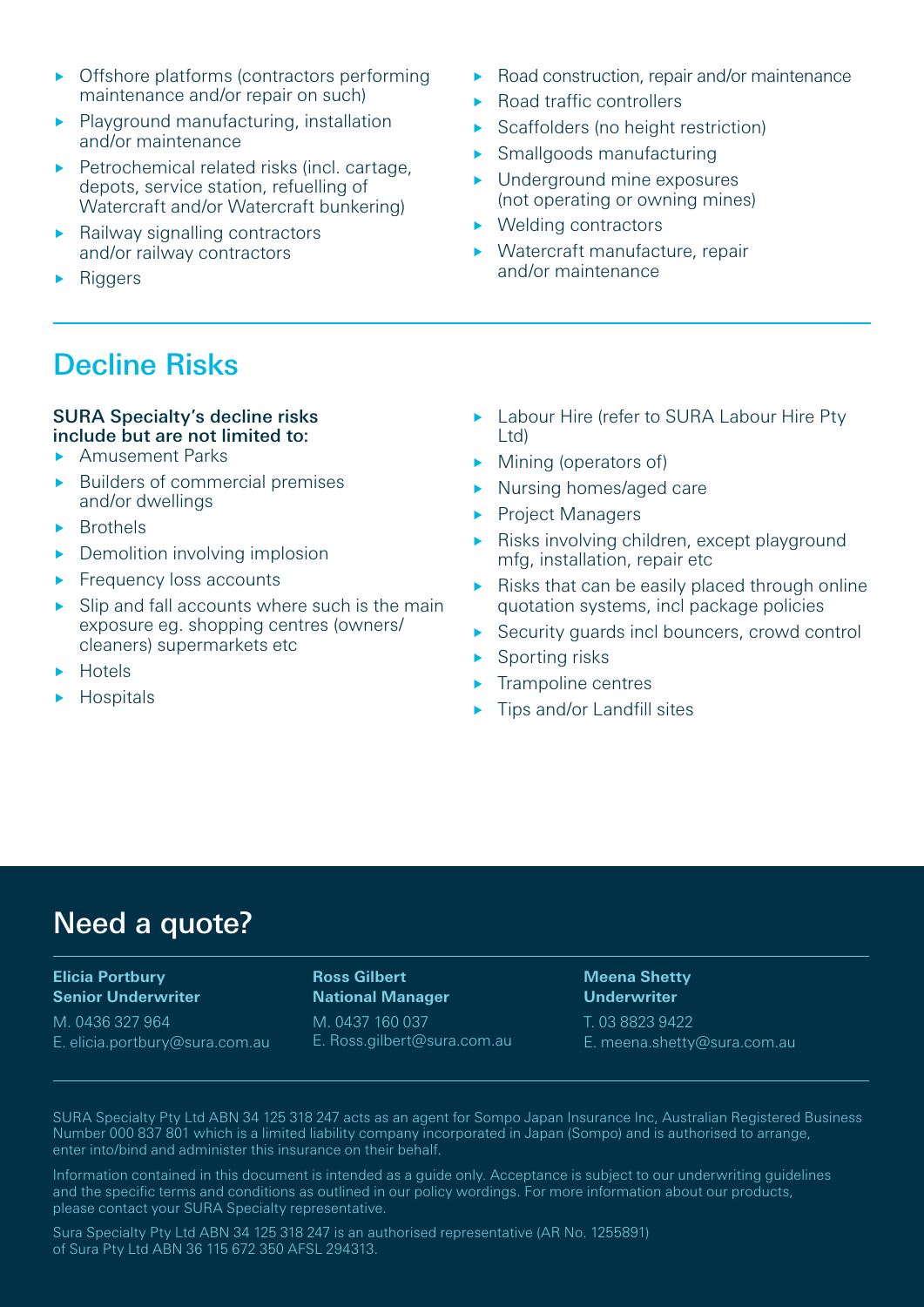- Offshore platforms (contractors performing maintenance and/or repair on such)
- Playground manufacturing, installation and/or maintenance
- Petrochemical related risks (incl. cartage, depots, service station, refuelling of Watercraft and/or Watercraft bunkering)
- Railway signalling contractors and/or railway contractors
- Riggers
- Road construction, repair and/or maintenance
- Road traffic controllers
- Scaffolders (no height restriction)
- Smallgoods manufacturing
- Underground mine exposures (not operating or owning mines)
- Welding contractors
- Watercraft manufacture, repair and/or maintenance

## Decline Risks

**SURA Specialty's decline risks include but are not limited to:**

- Amusement Parks
- Builders of commercial premises and/or dwellings
- Brothels
- Demolition involving implosion
- Frequency loss accounts
- Slip and fall accounts where such is the main exposure eg. shopping centres (owners/ cleaners) supermarkets etc
- Hotels
- Hospitals
- Labour Hire (refer to SURA Labour Hire Pty Ltd)
- Mining (operators of)
- Nursing homes/aged care
- Project Managers
- Risks involving children, except playground mfg, installation, repair etc
- Risks that can be easily placed through online quotation systems, incl package policies
- Security guards incl bouncers, crowd control
- Sporting risks
- Trampoline centres
- Tips and/or Landfill sites

## Need a quote?

**Elicia Portbury**
**Senior Underwriter**
M. 0436 327 964
E. elicia.portbury@sura.com.au

**Ross Gilbert**
**National Manager**
M. 0437 160 037
E. Ross.gilbert@sura.com.au

**Meena Shetty**
**Underwriter**
T. 03 8823 9422
E. meena.shetty@sura.com.au

SURA Specialty Pty Ltd ABN 34 125 318 247 acts as an agent for Sompo Japan Insurance Inc, Australian Registered Business Number 000 837 801 which is a limited liability company incorporated in Japan (Sompo) and is authorised to arrange, enter into/bind and administer this insurance on their behalf.

Information contained in this document is intended as a guide only. Acceptance is subject to our underwriting guidelines and the specific terms and conditions as outlined in our policy wordings. For more information about our products, please contact your SURA Specialty representative.

Sura Specialty Pty Ltd ABN 34 125 318 247 is an authorised representative (AR No. 1255891) of Sura Pty Ltd ABN 36 115 672 350 AFSL 294313.